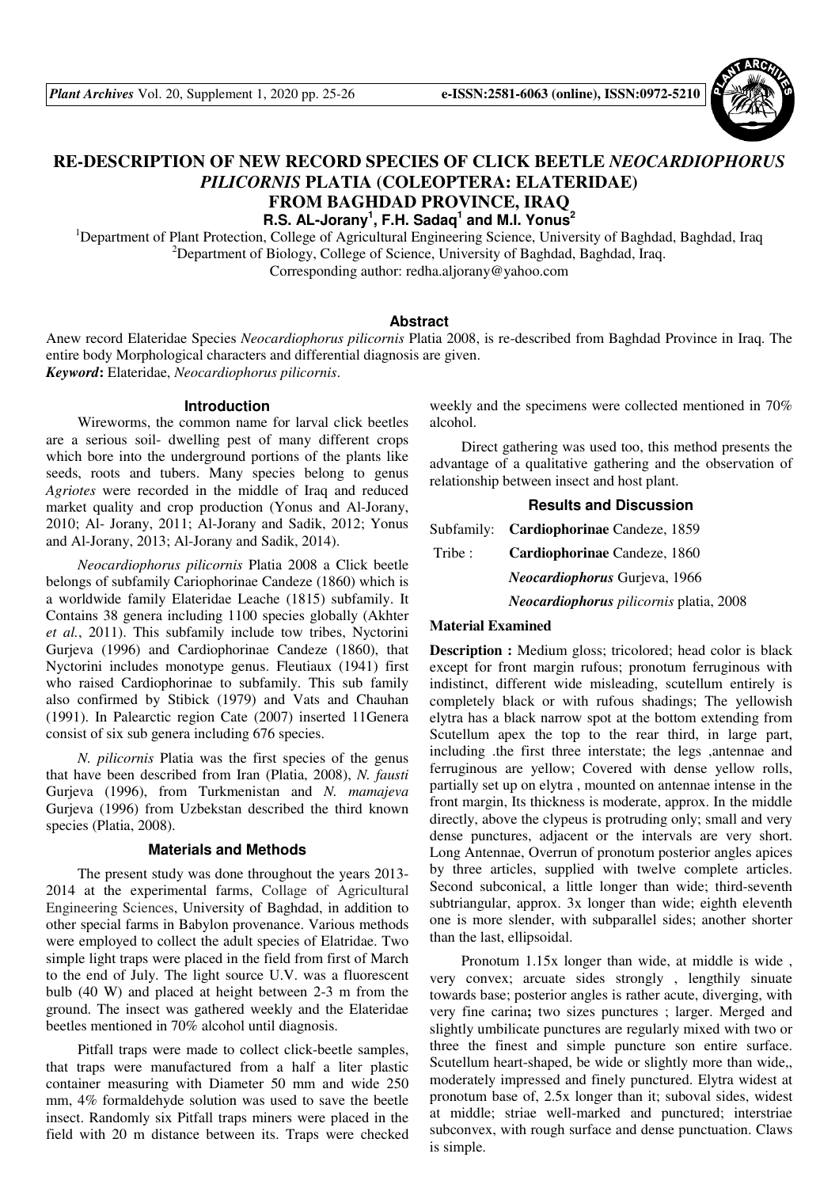# RE-DESCRIPTION OF NEW RECORD SPECIES OF CLICK BEETLE *NEOCARDIOPHORUS PILICORNIS* PLATIA (COLEOPTERA: ELATERIDAE) FROM BAGHDAD PROVINCE, IRAQ

**R.S. AL-Jorany[1], F.H. Sadaq[1] and M.I. Yonus[2]**

[1]Department of Plant Protection, College of Agricultural Engineering Science, University of Baghdad, Baghdad, Iraq
[2]Department of Biology, College of Science, University of Baghdad, Baghdad, Iraq.
Corresponding author: redha.aljorany@yahoo.com

## Abstract

Anew record Elateridae Species *Neocardiophorus pilicornis* Platia 2008, is re-described from Baghdad Province in Iraq. The entire body Morphological characters and differential diagnosis are given.

***Keyword*:** Elateridae, *Neocardiophorus pilicornis*.

## Introduction

Wireworms, the common name for larval click beetles are a serious soil- dwelling pest of many different crops which bore into the underground portions of the plants like seeds, roots and tubers. Many species belong to genus *Agriotes* were recorded in the middle of Iraq and reduced market quality and crop production (Yonus and Al-Jorany, 2010; Al- Jorany, 2011; Al-Jorany and Sadik, 2012; Yonus and Al-Jorany, 2013; Al-Jorany and Sadik, 2014).

*Neocardiophorus pilicornis* Platia 2008 a Click beetle belongs of subfamily Cariophorinae Candeze (1860) which is a worldwide family Elateridae Leache (1815) subfamily. It Contains 38 genera including 1100 species globally (Akhter *et al.*, 2011). This subfamily include tow tribes, Nyctorini Gurjeva (1996) and Cardiophorinae Candeze (1860), that Nyctorini includes monotype genus. Fleutiaux (1941) first who raised Cardiophorinae to subfamily. This sub family also confirmed by Stibick (1979) and Vats and Chauhan (1991). In Palearctic region Cate (2007) inserted 11Genera consist of six sub genera including 676 species.

*N. pilicornis* Platia was the first species of the genus that have been described from Iran (Platia, 2008), *N. fausti* Gurjeva (1996), from Turkmenistan and *N. mamajeva* Gurjeva (1996) from Uzbekstan described the third known species (Platia, 2008).

## Materials and Methods

The present study was done throughout the years 2013-2014 at the experimental farms, Collage of Agricultural Engineering Sciences, University of Baghdad, in addition to other special farms in Babylon provenance. Various methods were employed to collect the adult species of Elatridae. Two simple light traps were placed in the field from first of March to the end of July. The light source U.V. was a fluorescent bulb (40 W) and placed at height between 2-3 m from the ground. The insect was gathered weekly and the Elateridae beetles mentioned in 70% alcohol until diagnosis.

Pitfall traps were made to collect click-beetle samples, that traps were manufactured from a half a liter plastic container measuring with Diameter 50 mm and wide 250 mm, 4% formaldehyde solution was used to save the beetle insect. Randomly six Pitfall traps miners were placed in the field with 20 m distance between its. Traps were checked weekly and the specimens were collected mentioned in 70% alcohol.

Direct gathering was used too, this method presents the advantage of a qualitative gathering and the observation of relationship between insect and host plant.

## Results and Discussion

Subfamily: **Cardiophorinae** Candeze, 1859

Tribe : **Cardiophorinae** Candeze, 1860

***Neocardiophorus*** Gurjeva, 1966

***Neocardiophorus*** *pilicornis* platia, 2008

**Material Examined**

**Description :** Medium gloss; tricolored; head color is black except for front margin rufous; pronotum ferruginous with indistinct, different wide misleading, scutellum entirely is completely black or with rufous shadings; The yellowish elytra has a black narrow spot at the bottom extending from Scutellum apex the top to the rear third, in large part, including .the first three interstate; the legs ,antennae and ferruginous are yellow; Covered with dense yellow rolls, partially set up on elytra , mounted on antennae intense in the front margin, Its thickness is moderate, approx. In the middle directly, above the clypeus is protruding only; small and very dense punctures, adjacent or the intervals are very short. Long Antennae, Overrun of pronotum posterior angles apices by three articles, supplied with twelve complete articles. Second subconical, a little longer than wide; third-seventh subtriangular, approx. 3x longer than wide; eighth eleventh one is more slender, with subparallel sides; another shorter than the last, ellipsoidal.

Pronotum 1.15x longer than wide, at middle is wide , very convex; arcuate sides strongly , lengthily sinuate towards base; posterior angles is rather acute, diverging, with very fine carina**;** two sizes punctures ; larger. Merged and slightly umbilicate punctures are regularly mixed with two or three the finest and simple puncture son entire surface. Scutellum heart-shaped, be wide or slightly more than wide,, moderately impressed and finely punctured. Elytra widest at pronotum base of, 2.5x longer than it; suboval sides, widest at middle; striae well-marked and punctured; interstriae subconvex, with rough surface and dense punctuation. Claws is simple.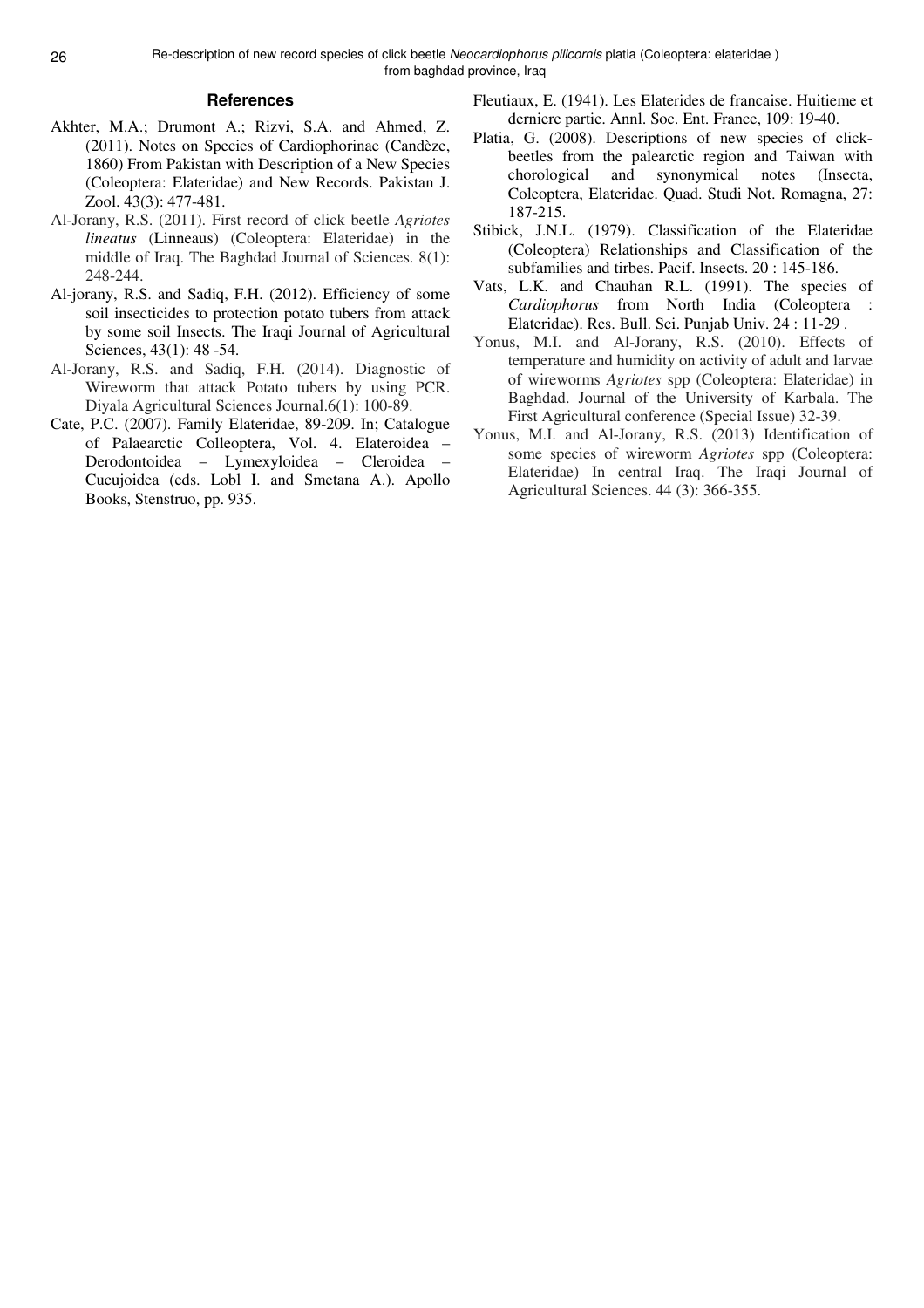## References

Akhter, M.A.; Drumont A.; Rizvi, S.A. and Ahmed, Z. (2011). Notes on Species of Cardiophorinae (Candèze, 1860) From Pakistan with Description of a New Species (Coleoptera: Elateridae) and New Records. Pakistan J. Zool. 43(3): 477-481.

Al-Jorany, R.S. (2011). First record of click beetle *Agriotes lineatus* (Linneaus) (Coleoptera: Elateridae) in the middle of Iraq. The Baghdad Journal of Sciences. 8(1): 248-244.

Al-jorany, R.S. and Sadiq, F.H. (2012). Efficiency of some soil insecticides to protection potato tubers from attack by some soil Insects. The Iraqi Journal of Agricultural Sciences, 43(1): 48 -54.

Al-Jorany, R.S. and Sadiq, F.H. (2014). Diagnostic of Wireworm that attack Potato tubers by using PCR. Diyala Agricultural Sciences Journal.6(1): 100-89.

Cate, P.C. (2007). Family Elateridae, 89-209. In; Catalogue of Palaearctic Colleoptera, Vol. 4. Elateroidea – Derodontoidea – Lymexyloidea – Cleroidea – Cucujoidea (eds. Lobl I. and Smetana A.). Apollo Books, Stenstruo, pp. 935.

Fleutiaux, E. (1941). Les Elaterides de francaise. Huitieme et derniere partie. Annl. Soc. Ent. France, 109: 19-40.

Platia, G. (2008). Descriptions of new species of click-beetles from the palearctic region and Taiwan with chorological and synonymical notes (Insecta, Coleoptera, Elateridae. Quad. Studi Not. Romagna, 27: 187-215.

Stibick, J.N.L. (1979). Classification of the Elateridae (Coleoptera) Relationships and Classification of the subfamilies and tirbes. Pacif. Insects. 20 : 145-186.

Vats, L.K. and Chauhan R.L. (1991). The species of *Cardiophorus* from North India (Coleoptera : Elateridae). Res. Bull. Sci. Punjab Univ. 24 : 11-29 .

Yonus, M.I. and Al-Jorany, R.S. (2010). Effects of temperature and humidity on activity of adult and larvae of wireworms *Agriotes* spp (Coleoptera: Elateridae) in Baghdad. Journal of the University of Karbala. The First Agricultural conference (Special Issue) 32-39.

Yonus, M.I. and Al-Jorany, R.S. (2013) Identification of some species of wireworm *Agriotes* spp (Coleoptera: Elateridae) In central Iraq. The Iraqi Journal of Agricultural Sciences. 44 (3): 366-355.